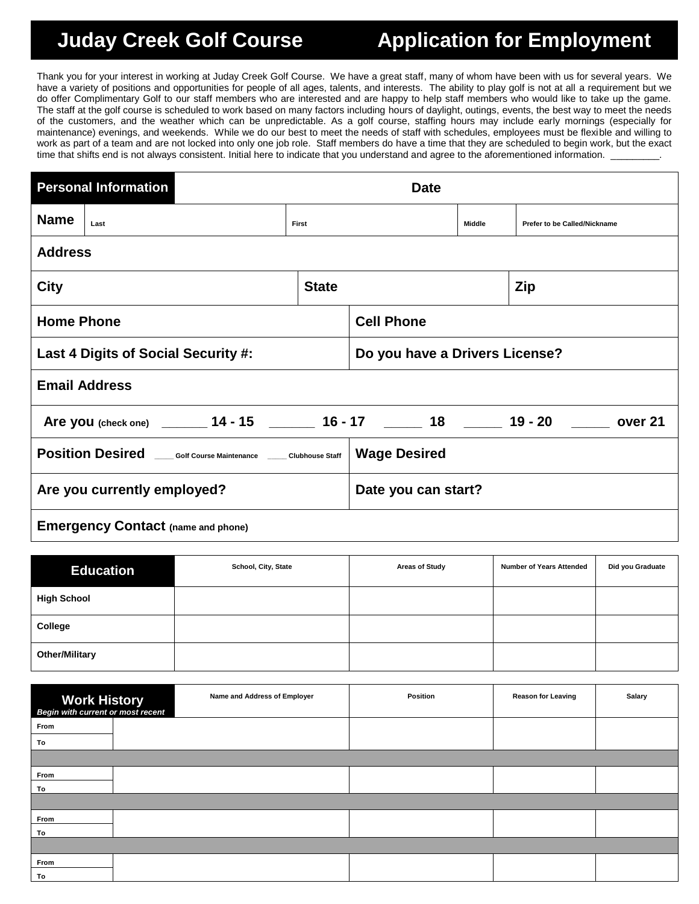# Juday Creek Golf Course — Application for Employment

Thank you for your interest in working at Juday Creek Golf Course. We have a great staff, many of whom have been with us for several years. We have a variety of positions and opportunities for people of all ages, talents, and interests. The ability to play golf is not at all a requirement but we do offer Complimentary Golf to our staff members who are interested and are happy to help staff members who would like to take up the game. The staff at the golf course is scheduled to work based on many factors including hours of daylight, outings, events, the best way to meet the needs of the customers, and the weather which can be unpredictable. As a golf course, staffing hours may include early mornings (especially for maintenance) evenings, and weekends. While we do our best to meet the needs of staff with schedules, employees must be flexible and willing to work as part of a team and are not locked into only one job role. Staff members do have a time that they are scheduled to begin work, but the exact time that shifts end is not always consistent. Initial here to indicate that you understand and agree to the aforementioned information. _________.

| **Personal Information** | **Date** | | |
|---|---|---|---|
| **Name** Last | First | Middle | Prefer to be Called/Nickname |
| **Address** | | | |
| **City** | **State** | **Zip** | |
| **Home Phone** | **Cell Phone** | | |
| **Last 4 Digits of Social Security #:** | **Do you have a Drivers License?** | | |
| **Email Address** | | | |
| **Are you** (check one) ______ **14 - 15** ______ **16 - 17** _____ **18** _____ **19 - 20** _____ **over 21** | | | |
| **Position Desired** ____ Golf Course Maintenance ____ Clubhouse Staff | **Wage Desired** | | |
| **Are you currently employed?** | **Date you can start?** | | |
| **Emergency Contact** (name and phone) | | | |

| **Education** | School, City, State | Areas of Study | Number of Years Attended | Did you Graduate |
|---|---|---|---|---|
| High School | | | | |
| College | | | | |
| Other/Military | | | | |

| **Work History** *Begin with current or most recent* | Name and Address of Employer | Position | Reason for Leaving | Salary |
|---|---|---|---|---|
| From / To | | | | |
| From / To | | | | |
| From / To | | | | |
| From / To | | | | |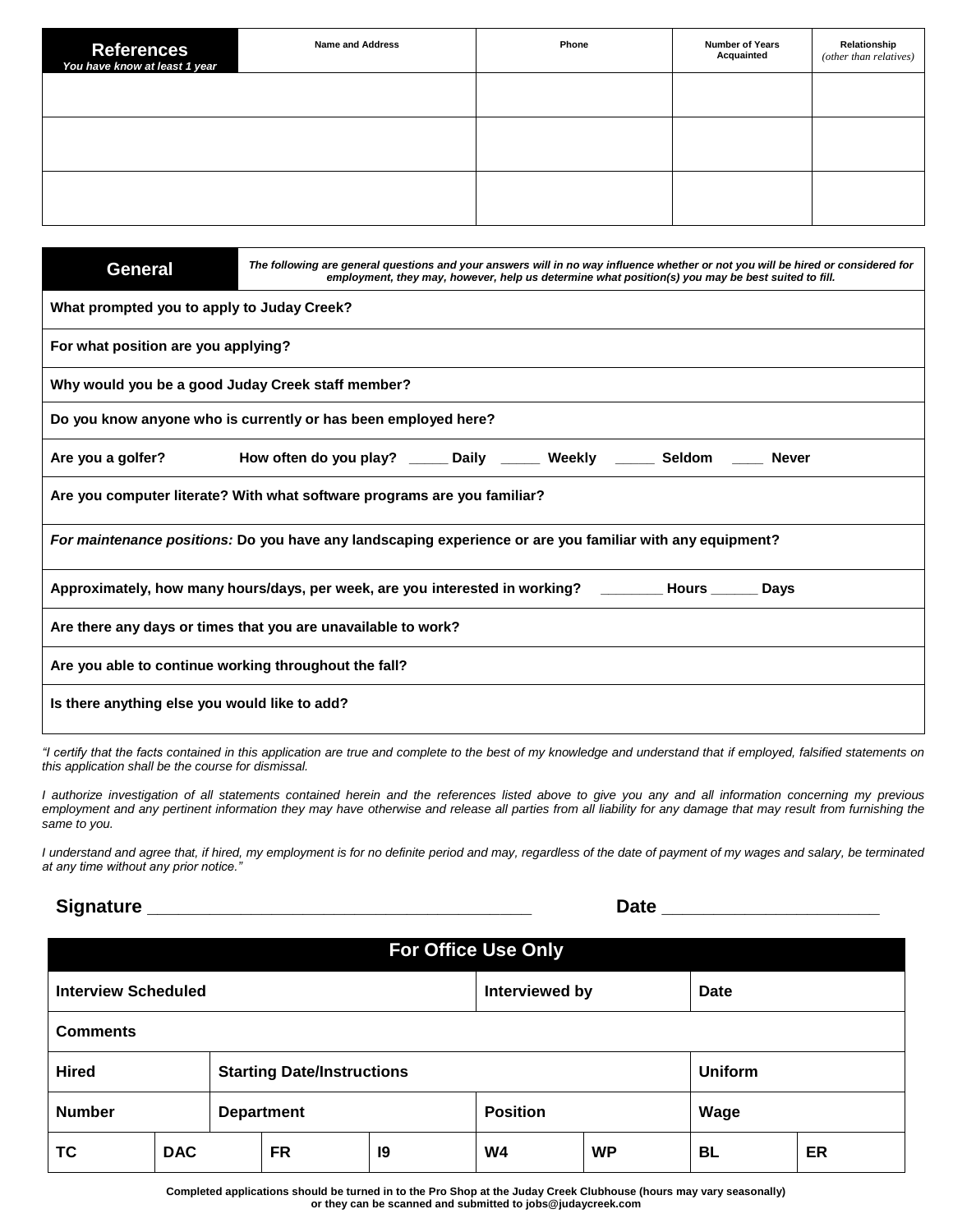| **References** *You have know at least 1 year* | Name and Address | Phone | Number of Years Acquainted | Relationship *(other than relatives)* |
|---|---|---|---|---|
| | | | | |
| | | | | |
| | | | | |

| **General** | *The following are general questions and your answers will in no way influence whether or not you will be hired or considered for employment, they may, however, help us determine what position(s) you may be best suited to fill.* |
|---|---|

**What prompted you to apply to Juday Creek?**

**For what position are you applying?**

**Why would you be a good Juday Creek staff member?**

**Do you know anyone who is currently or has been employed here?**

**Are you a golfer?** **How often do you play?** _____ **Daily** _____ **Weekly** _____ **Seldom** ____ **Never**

**Are you computer literate? With what software programs are you familiar?**

***For maintenance positions:*** **Do you have any landscaping experience or are you familiar with any equipment?**

**Approximately, how many hours/days, per week, are you interested in working?** ________ **Hours** ______ **Days**

**Are there any days or times that you are unavailable to work?**

**Are you able to continue working throughout the fall?**

**Is there anything else you would like to add?**

*"I certify that the facts contained in this application are true and complete to the best of my knowledge and understand that if employed, falsified statements on this application shall be the course for dismissal.*

*I authorize investigation of all statements contained herein and the references listed above to give you any and all information concerning my previous employment and any pertinent information they may have otherwise and release all parties from all liability for any damage that may result from furnishing the same to you.*

*I understand and agree that, if hired, my employment is for no definite period and may, regardless of the date of payment of my wages and salary, be terminated at any time without any prior notice."*

**Signature** _______________________________________ **Date** _____________________

| **For Office Use Only** | | | | | | | |
|---|---|---|---|---|---|---|---|
| **Interview Scheduled** | | | | **Interviewed by** | | **Date** | |
| **Comments** | | | | | | | |
| **Hired** | **Starting Date/Instructions** | | | | | **Uniform** | |
| **Number** | **Department** | | | **Position** | | **Wage** | |
| **TC** | **DAC** | **FR** | **I9** | **W4** | **WP** | **BL** | **ER** |

**Completed applications should be turned in to the Pro Shop at the Juday Creek Clubhouse (hours may vary seasonally) or they can be scanned and submitted to jobs@judaycreek.com**